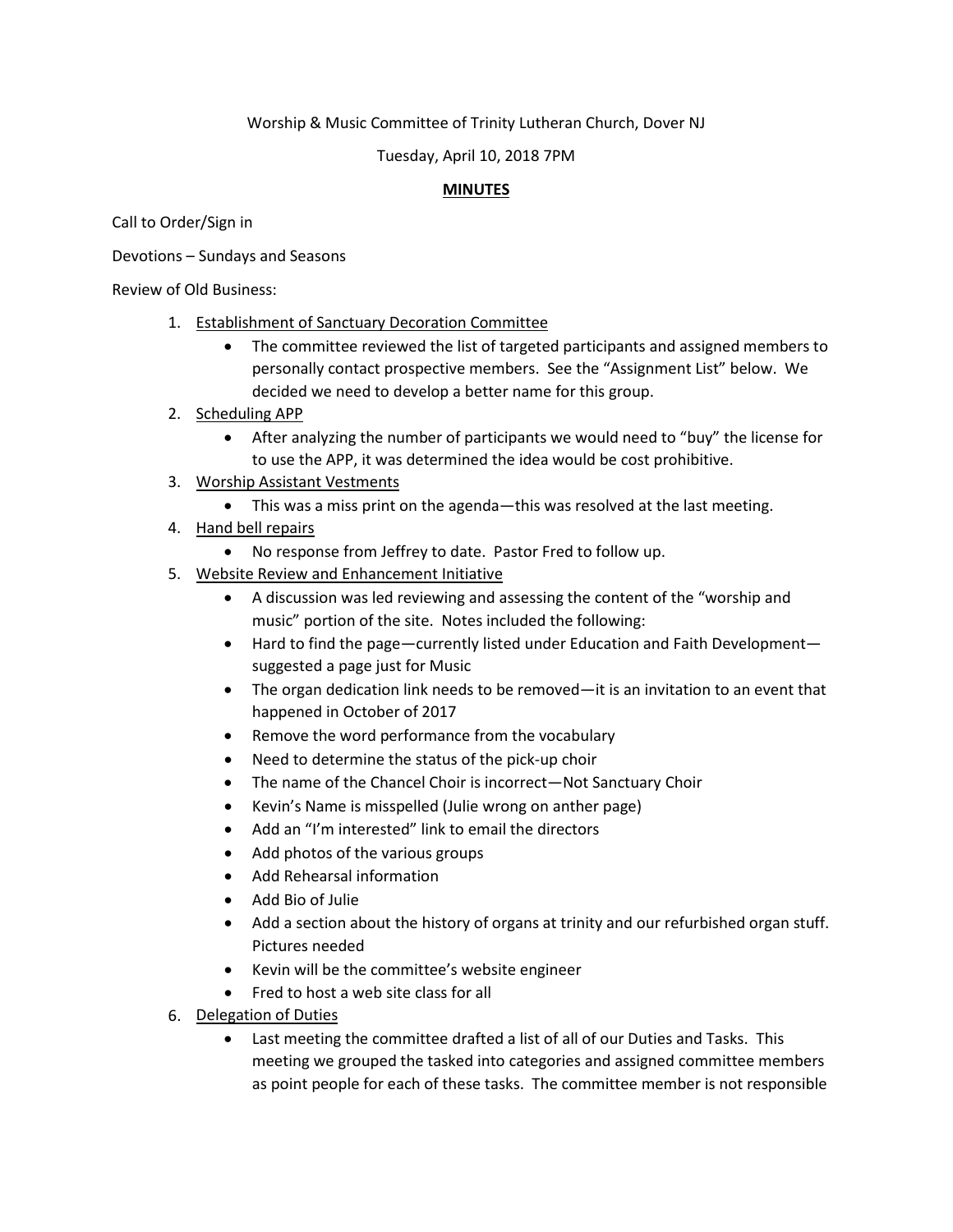Worship & Music Committee of Trinity Lutheran Church, Dover NJ

Tuesday, April 10, 2018 7PM

**MINUTES**

Call to Order/Sign in

Devotions – Sundays and Seasons

Review of Old Business:

1. Establishment of Sanctuary Decoration Committee
   - The committee reviewed the list of targeted participants and assigned members to personally contact prospective members. See the "Assignment List" below. We decided we need to develop a better name for this group.
2. Scheduling APP
   - After analyzing the number of participants we would need to "buy" the license for to use the APP, it was determined the idea would be cost prohibitive.
3. Worship Assistant Vestments
   - This was a miss print on the agenda—this was resolved at the last meeting.
4. Hand bell repairs
   - No response from Jeffrey to date. Pastor Fred to follow up.
5. Website Review and Enhancement Initiative
   - A discussion was led reviewing and assessing the content of the "worship and music" portion of the site. Notes included the following:
   - Hard to find the page—currently listed under Education and Faith Development—suggested a page just for Music
   - The organ dedication link needs to be removed—it is an invitation to an event that happened in October of 2017
   - Remove the word performance from the vocabulary
   - Need to determine the status of the pick-up choir
   - The name of the Chancel Choir is incorrect—Not Sanctuary Choir
   - Kevin's Name is misspelled (Julie wrong on anther page)
   - Add an "I'm interested" link to email the directors
   - Add photos of the various groups
   - Add Rehearsal information
   - Add Bio of Julie
   - Add a section about the history of organs at trinity and our refurbished organ stuff. Pictures needed
   - Kevin will be the committee's website engineer
   - Fred to host a web site class for all
6. Delegation of Duties
   - Last meeting the committee drafted a list of all of our Duties and Tasks. This meeting we grouped the tasked into categories and assigned committee members as point people for each of these tasks. The committee member is not responsible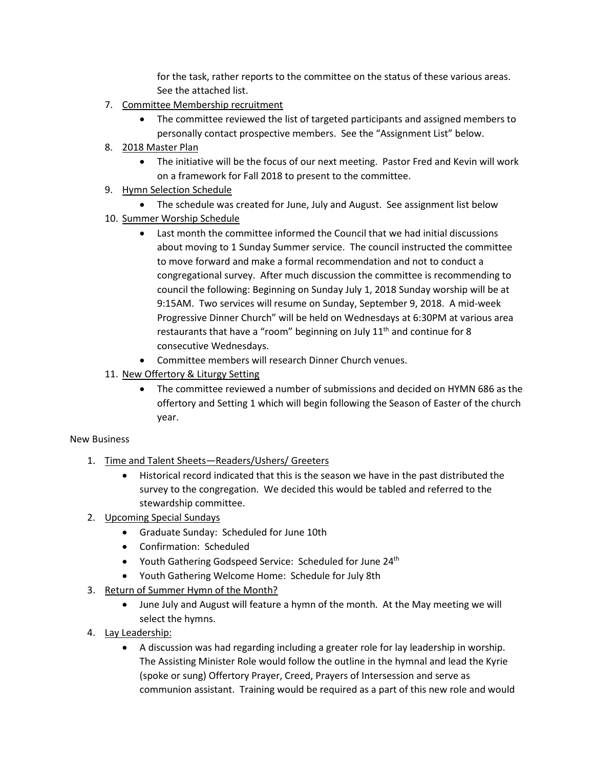for the task, rather reports to the committee on the status of these various areas. See the attached list.

7. <u>Committee Membership recruitment</u>
   - The committee reviewed the list of targeted participants and assigned members to personally contact prospective members. See the "Assignment List" below.
8. <u>2018 Master Plan</u>
   - The initiative will be the focus of our next meeting. Pastor Fred and Kevin will work on a framework for Fall 2018 to present to the committee.
9. <u>Hymn Selection Schedule</u>
   - The schedule was created for June, July and August. See assignment list below
10. <u>Summer Worship Schedule</u>
    - Last month the committee informed the Council that we had initial discussions about moving to 1 Sunday Summer service. The council instructed the committee to move forward and make a formal recommendation and not to conduct a congregational survey. After much discussion the committee is recommending to council the following: Beginning on Sunday July 1, 2018 Sunday worship will be at 9:15AM. Two services will resume on Sunday, September 9, 2018. A mid-week Progressive Dinner Church" will be held on Wednesdays at 6:30PM at various area restaurants that have a "room" beginning on July 11th and continue for 8 consecutive Wednesdays.
    - Committee members will research Dinner Church venues.
11. <u>New Offertory & Liturgy Setting</u>
    - The committee reviewed a number of submissions and decided on HYMN 686 as the offertory and Setting 1 which will begin following the Season of Easter of the church year.

New Business

1. <u>Time and Talent Sheets—Readers/Ushers/ Greeters</u>
   - Historical record indicated that this is the season we have in the past distributed the survey to the congregation. We decided this would be tabled and referred to the stewardship committee.
2. <u>Upcoming Special Sundays</u>
   - Graduate Sunday: Scheduled for June 10th
   - Confirmation: Scheduled
   - Youth Gathering Godspeed Service: Scheduled for June 24th
   - Youth Gathering Welcome Home: Schedule for July 8th
3. <u>Return of Summer Hymn of the Month?</u>
   - June July and August will feature a hymn of the month. At the May meeting we will select the hymns.
4. <u>Lay Leadership:</u>
   - A discussion was had regarding including a greater role for lay leadership in worship. The Assisting Minister Role would follow the outline in the hymnal and lead the Kyrie (spoke or sung) Offertory Prayer, Creed, Prayers of Intersession and serve as communion assistant. Training would be required as a part of this new role and would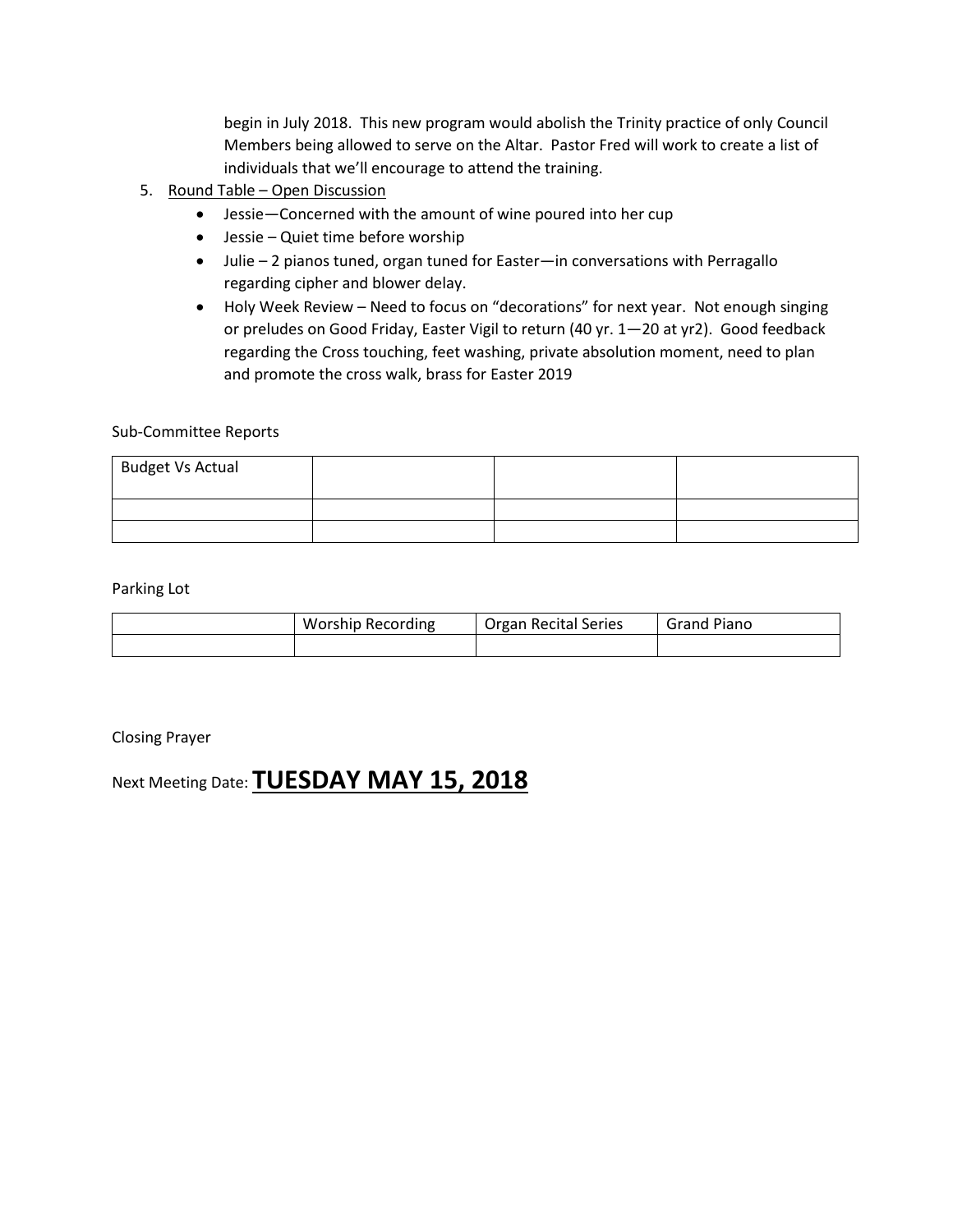begin in July 2018. This new program would abolish the Trinity practice of only Council Members being allowed to serve on the Altar. Pastor Fred will work to create a list of individuals that we'll encourage to attend the training.

5. Round Table – Open Discussion
   - Jessie—Concerned with the amount of wine poured into her cup
   - Jessie – Quiet time before worship
   - Julie – 2 pianos tuned, organ tuned for Easter—in conversations with Perragallo regarding cipher and blower delay.
   - Holy Week Review – Need to focus on "decorations" for next year. Not enough singing or preludes on Good Friday, Easter Vigil to return (40 yr. 1—20 at yr2). Good feedback regarding the Cross touching, feet washing, private absolution moment, need to plan and promote the cross walk, brass for Easter 2019

Sub-Committee Reports

| Budget Vs Actual | | | |
|---|---|---|---|
| | | | |
| | | | |

Parking Lot

| | Worship Recording | Organ Recital Series | Grand Piano |
|---|---|---|---|
| | | | |

Closing Prayer

Next Meeting Date: **TUESDAY MAY 15, 2018**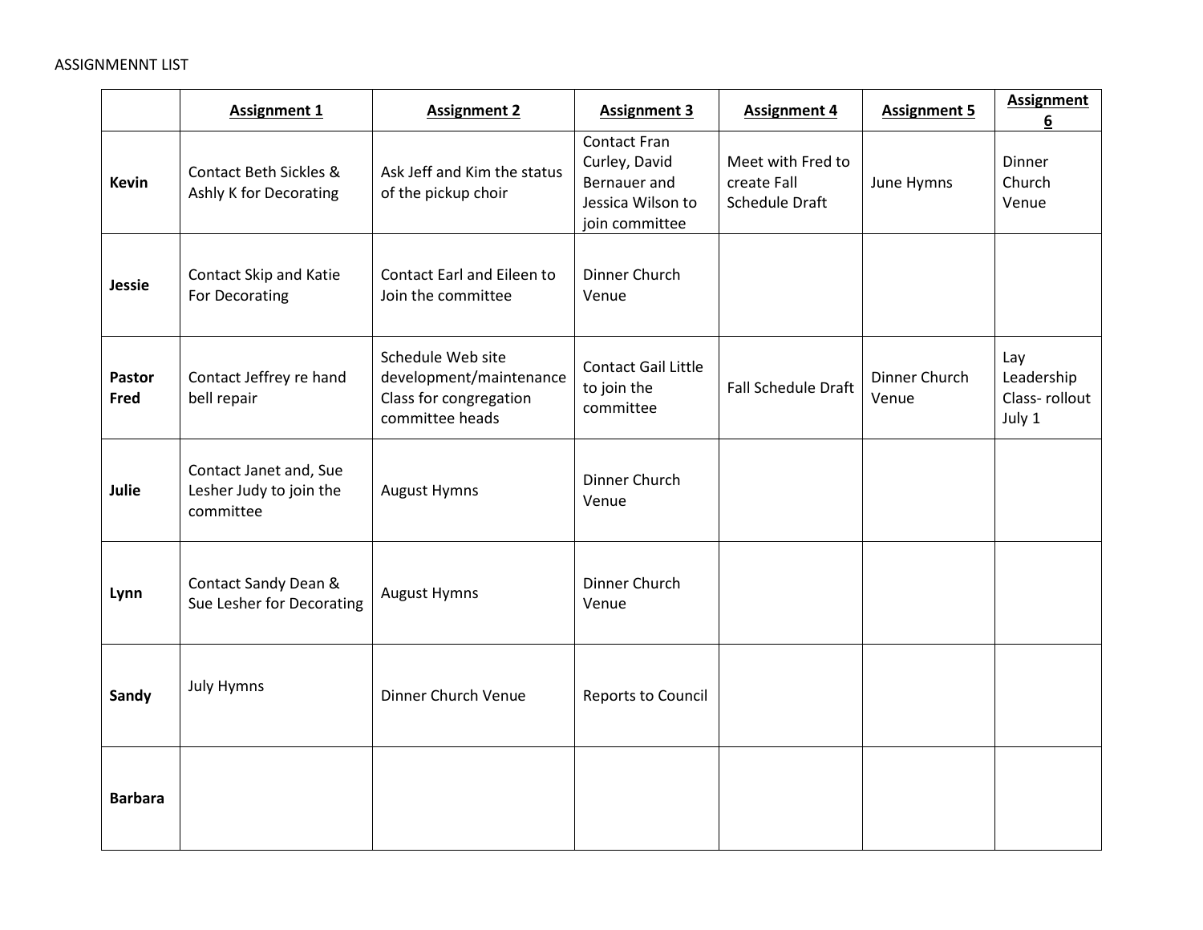ASSIGNMENNT LIST

| | **Assignment 1** | **Assignment 2** | **Assignment 3** | **Assignment 4** | **Assignment 5** | **Assignment 6** |
|---|---|---|---|---|---|---|
| **Kevin** | Contact Beth Sickles & Ashly K for Decorating | Ask Jeff and Kim the status of the pickup choir | Contact Fran Curley, David Bernauer and Jessica Wilson to join committee | Meet with Fred to create Fall Schedule Draft | June Hymns | Dinner Church Venue |
| **Jessie** | Contact Skip and Katie For Decorating | Contact Earl and Eileen to Join the committee | Dinner Church Venue | | | |
| **Pastor Fred** | Contact Jeffrey re hand bell repair | Schedule Web site development/maintenance Class for congregation committee heads | Contact Gail Little to join the committee | Fall Schedule Draft | Dinner Church Venue | Lay Leadership Class- rollout July 1 |
| **Julie** | Contact Janet and, Sue Lesher Judy to join the committee | August Hymns | Dinner Church Venue | | | |
| **Lynn** | Contact Sandy Dean & Sue Lesher for Decorating | August Hymns | Dinner Church Venue | | | |
| **Sandy** | July Hymns | Dinner Church Venue | Reports to Council | | | |
| **Barbara** | | | | | | |